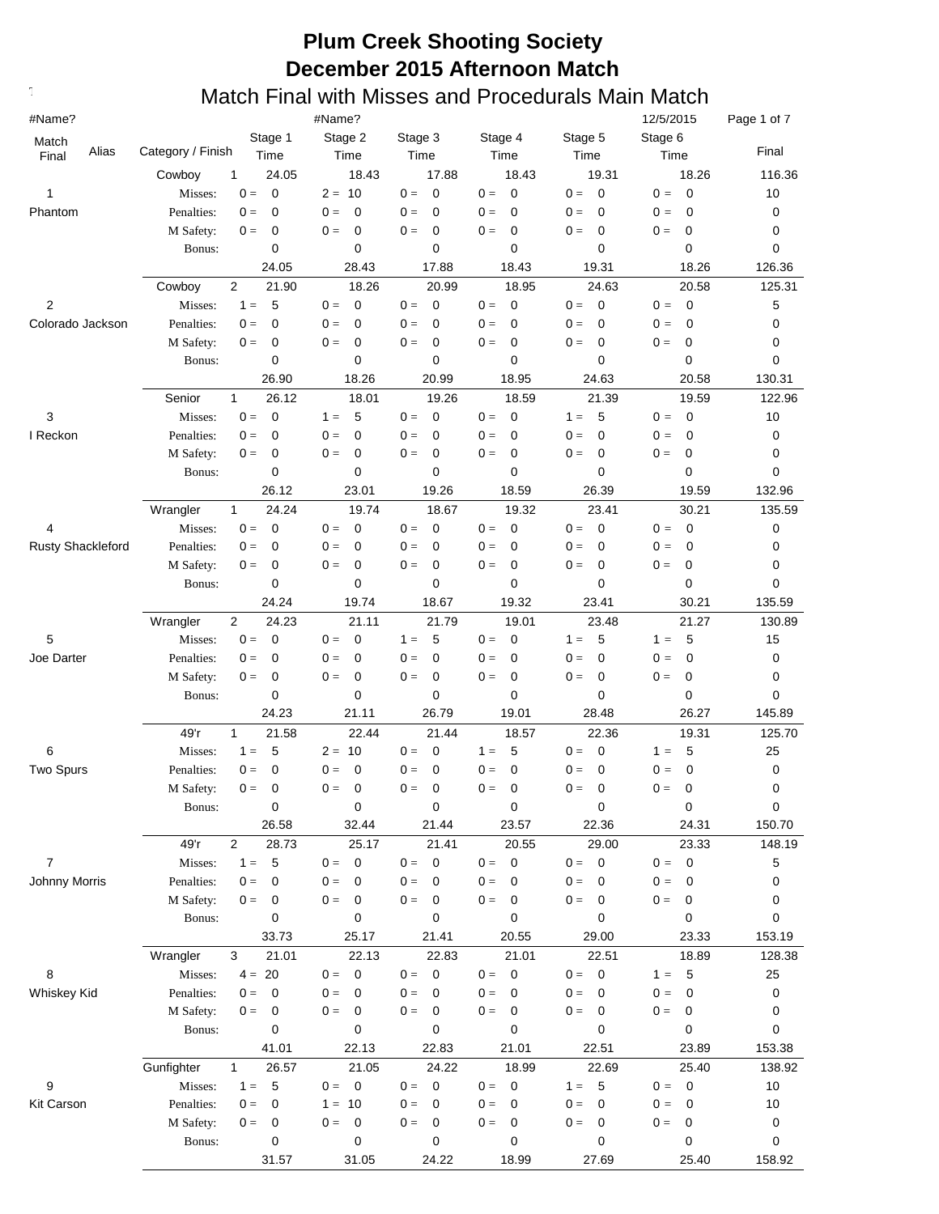# Plum Creek Shooting Society

# December 2015 Afternoon Match

## Match Final with Misses and Procedurals Main Match

#Name? #Name? 12/5/2015

| Match Final | Alias | Category / Finish | | Stage 1 Time | Stage 2 Time | Stage 3 Time | Stage 4 Time | Stage 5 Time | Stage 6 Time | Final |
|---|---|---|---|---|---|---|---|---|---|---|
| | | Cowboy | 1 | 24.05 | 18.43 | 17.88 | 18.43 | 19.31 | 18.26 | 116.36 |
| 1 | | Misses: | | 0 = 0 | 2 = 10 | 0 = 0 | 0 = 0 | 0 = 0 | 0 = 0 | 10 |
| Phantom | | Penalties: | | 0 = 0 | 0 = 0 | 0 = 0 | 0 = 0 | 0 = 0 | 0 = 0 | 0 |
| | | M Safety: | | 0 = 0 | 0 = 0 | 0 = 0 | 0 = 0 | 0 = 0 | 0 = 0 | 0 |
| | | Bonus: | | 0 | 0 | 0 | 0 | 0 | 0 | 0 |
| | | | | 24.05 | 28.43 | 17.88 | 18.43 | 19.31 | 18.26 | 126.36 |
| | | Cowboy | 2 | 21.90 | 18.26 | 20.99 | 18.95 | 24.63 | 20.58 | 125.31 |
| 2 | | Misses: | | 1 = 5 | 0 = 0 | 0 = 0 | 0 = 0 | 0 = 0 | 0 = 0 | 5 |
| Colorado Jackson | | Penalties: | | 0 = 0 | 0 = 0 | 0 = 0 | 0 = 0 | 0 = 0 | 0 = 0 | 0 |
| | | M Safety: | | 0 = 0 | 0 = 0 | 0 = 0 | 0 = 0 | 0 = 0 | 0 = 0 | 0 |
| | | Bonus: | | 0 | 0 | 0 | 0 | 0 | 0 | 0 |
| | | | | 26.90 | 18.26 | 20.99 | 18.95 | 24.63 | 20.58 | 130.31 |
| | | Senior | 1 | 26.12 | 18.01 | 19.26 | 18.59 | 21.39 | 19.59 | 122.96 |
| 3 | | Misses: | | 0 = 0 | 1 = 5 | 0 = 0 | 0 = 0 | 1 = 5 | 0 = 0 | 10 |
| I Reckon | | Penalties: | | 0 = 0 | 0 = 0 | 0 = 0 | 0 = 0 | 0 = 0 | 0 = 0 | 0 |
| | | M Safety: | | 0 = 0 | 0 = 0 | 0 = 0 | 0 = 0 | 0 = 0 | 0 = 0 | 0 |
| | | Bonus: | | 0 | 0 | 0 | 0 | 0 | 0 | 0 |
| | | | | 26.12 | 23.01 | 19.26 | 18.59 | 26.39 | 19.59 | 132.96 |
| | | Wrangler | 1 | 24.24 | 19.74 | 18.67 | 19.32 | 23.41 | 30.21 | 135.59 |
| 4 | | Misses: | | 0 = 0 | 0 = 0 | 0 = 0 | 0 = 0 | 0 = 0 | 0 = 0 | 0 |
| Rusty Shackleford | | Penalties: | | 0 = 0 | 0 = 0 | 0 = 0 | 0 = 0 | 0 = 0 | 0 = 0 | 0 |
| | | M Safety: | | 0 = 0 | 0 = 0 | 0 = 0 | 0 = 0 | 0 = 0 | 0 = 0 | 0 |
| | | Bonus: | | 0 | 0 | 0 | 0 | 0 | 0 | 0 |
| | | | | 24.24 | 19.74 | 18.67 | 19.32 | 23.41 | 30.21 | 135.59 |
| | | Wrangler | 2 | 24.23 | 21.11 | 21.79 | 19.01 | 23.48 | 21.27 | 130.89 |
| 5 | | Misses: | | 0 = 0 | 0 = 0 | 1 = 5 | 0 = 0 | 1 = 5 | 1 = 5 | 15 |
| Joe Darter | | Penalties: | | 0 = 0 | 0 = 0 | 0 = 0 | 0 = 0 | 0 = 0 | 0 = 0 | 0 |
| | | M Safety: | | 0 = 0 | 0 = 0 | 0 = 0 | 0 = 0 | 0 = 0 | 0 = 0 | 0 |
| | | Bonus: | | 0 | 0 | 0 | 0 | 0 | 0 | 0 |
| | | | | 24.23 | 21.11 | 26.79 | 19.01 | 28.48 | 26.27 | 145.89 |
| | | 49'r | 1 | 21.58 | 22.44 | 21.44 | 18.57 | 22.36 | 19.31 | 125.70 |
| 6 | | Misses: | | 1 = 5 | 2 = 10 | 0 = 0 | 1 = 5 | 0 = 0 | 1 = 5 | 25 |
| Two Spurs | | Penalties: | | 0 = 0 | 0 = 0 | 0 = 0 | 0 = 0 | 0 = 0 | 0 = 0 | 0 |
| | | M Safety: | | 0 = 0 | 0 = 0 | 0 = 0 | 0 = 0 | 0 = 0 | 0 = 0 | 0 |
| | | Bonus: | | 0 | 0 | 0 | 0 | 0 | 0 | 0 |
| | | | | 26.58 | 32.44 | 21.44 | 23.57 | 22.36 | 24.31 | 150.70 |
| | | 49'r | 2 | 28.73 | 25.17 | 21.41 | 20.55 | 29.00 | 23.33 | 148.19 |
| 7 | | Misses: | | 1 = 5 | 0 = 0 | 0 = 0 | 0 = 0 | 0 = 0 | 0 = 0 | 5 |
| Johnny Morris | | Penalties: | | 0 = 0 | 0 = 0 | 0 = 0 | 0 = 0 | 0 = 0 | 0 = 0 | 0 |
| | | M Safety: | | 0 = 0 | 0 = 0 | 0 = 0 | 0 = 0 | 0 = 0 | 0 = 0 | 0 |
| | | Bonus: | | 0 | 0 | 0 | 0 | 0 | 0 | 0 |
| | | | | 33.73 | 25.17 | 21.41 | 20.55 | 29.00 | 23.33 | 153.19 |
| | | Wrangler | 3 | 21.01 | 22.13 | 22.83 | 21.01 | 22.51 | 18.89 | 128.38 |
| 8 | | Misses: | | 4 = 20 | 0 = 0 | 0 = 0 | 0 = 0 | 0 = 0 | 1 = 5 | 25 |
| Whiskey Kid | | Penalties: | | 0 = 0 | 0 = 0 | 0 = 0 | 0 = 0 | 0 = 0 | 0 = 0 | 0 |
| | | M Safety: | | 0 = 0 | 0 = 0 | 0 = 0 | 0 = 0 | 0 = 0 | 0 = 0 | 0 |
| | | Bonus: | | 0 | 0 | 0 | 0 | 0 | 0 | 0 |
| | | | | 41.01 | 22.13 | 22.83 | 21.01 | 22.51 | 23.89 | 153.38 |
| | | Gunfighter | 1 | 26.57 | 21.05 | 24.22 | 18.99 | 22.69 | 25.40 | 138.92 |
| 9 | | Misses: | | 1 = 5 | 0 = 0 | 0 = 0 | 0 = 0 | 1 = 5 | 0 = 0 | 10 |
| Kit Carson | | Penalties: | | 0 = 0 | 1 = 10 | 0 = 0 | 0 = 0 | 0 = 0 | 0 = 0 | 10 |
| | | M Safety: | | 0 = 0 | 0 = 0 | 0 = 0 | 0 = 0 | 0 = 0 | 0 = 0 | 0 |
| | | Bonus: | | 0 | 0 | 0 | 0 | 0 | 0 | 0 |
| | | | | 31.57 | 31.05 | 24.22 | 18.99 | 27.69 | 25.40 | 158.92 |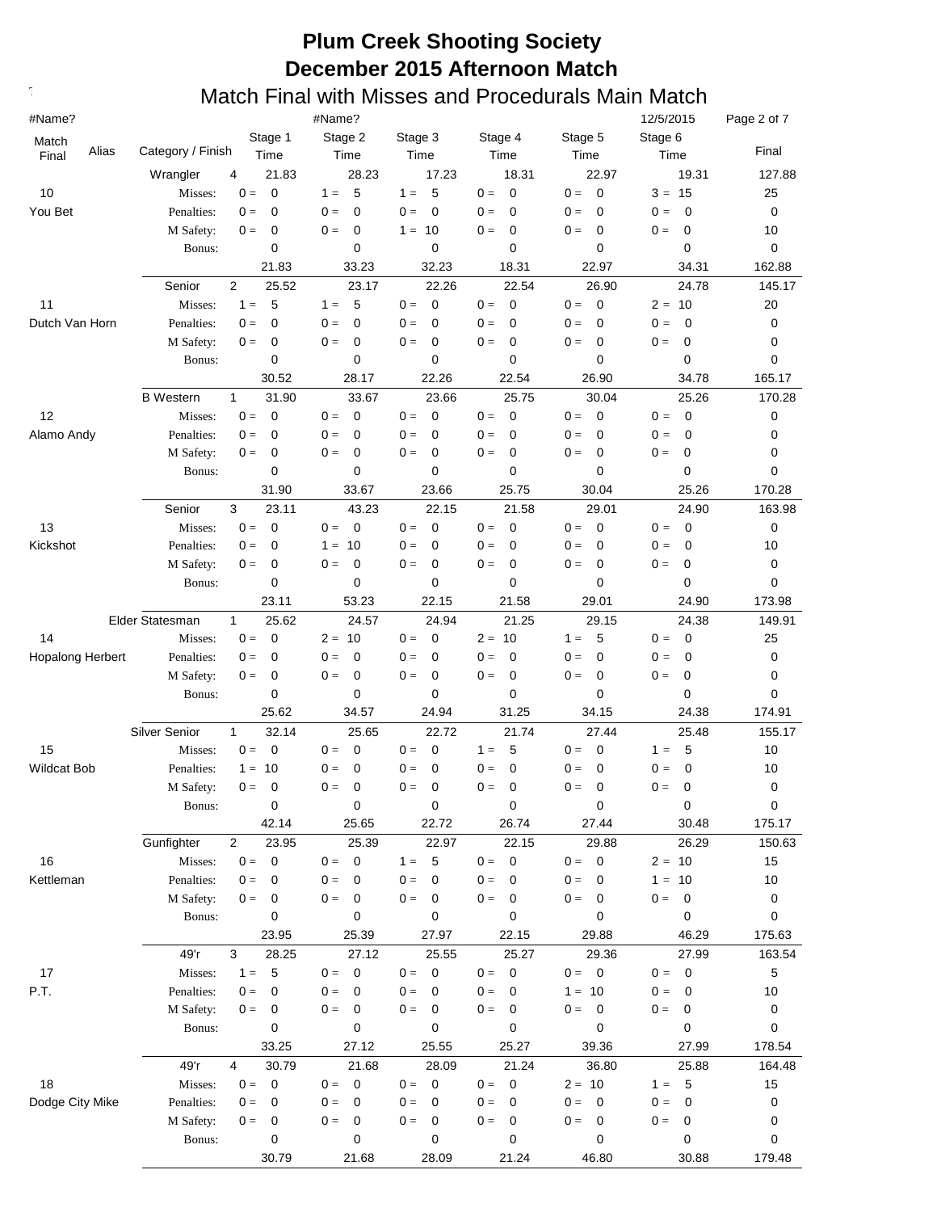# Plum Creek Shooting Society
# December 2015 Afternoon Match
## Match Final with Misses and Procedurals Main Match

#Name? #Name? 12/5/2015

| Match Final | Alias | Category / Finish | | Stage 1 Time | Stage 2 Time | Stage 3 Time | Stage 4 Time | Stage 5 Time | Stage 6 Time | Final |
|---|---|---|---|---|---|---|---|---|---|---|
| | | Wrangler | 4 | 21.83 | 28.23 | 17.23 | 18.31 | 22.97 | 19.31 | 127.88 |
| 10 | | Misses: | | 0 = 0 | 1 = 5 | 1 = 5 | 0 = 0 | 0 = 0 | 3 = 15 | 25 |
| You Bet | | Penalties: | | 0 = 0 | 0 = 0 | 0 = 0 | 0 = 0 | 0 = 0 | 0 = 0 | 0 |
| | | M Safety: | | 0 = 0 | 0 = 0 | 1 = 10 | 0 = 0 | 0 = 0 | 0 = 0 | 10 |
| | | Bonus: | | 0 | 0 | 0 | 0 | 0 | 0 | 0 |
| | | | | 21.83 | 33.23 | 32.23 | 18.31 | 22.97 | 34.31 | 162.88 |
| | | Senior | 2 | 25.52 | 23.17 | 22.26 | 22.54 | 26.90 | 24.78 | 145.17 |
| 11 | | Misses: | | 1 = 5 | 1 = 5 | 0 = 0 | 0 = 0 | 0 = 0 | 2 = 10 | 20 |
| Dutch Van Horn | | Penalties: | | 0 = 0 | 0 = 0 | 0 = 0 | 0 = 0 | 0 = 0 | 0 = 0 | 0 |
| | | M Safety: | | 0 = 0 | 0 = 0 | 0 = 0 | 0 = 0 | 0 = 0 | 0 = 0 | 0 |
| | | Bonus: | | 0 | 0 | 0 | 0 | 0 | 0 | 0 |
| | | | | 30.52 | 28.17 | 22.26 | 22.54 | 26.90 | 34.78 | 165.17 |
| | | B Western | 1 | 31.90 | 33.67 | 23.66 | 25.75 | 30.04 | 25.26 | 170.28 |
| 12 | | Misses: | | 0 = 0 | 0 = 0 | 0 = 0 | 0 = 0 | 0 = 0 | 0 = 0 | 0 |
| Alamo Andy | | Penalties: | | 0 = 0 | 0 = 0 | 0 = 0 | 0 = 0 | 0 = 0 | 0 = 0 | 0 |
| | | M Safety: | | 0 = 0 | 0 = 0 | 0 = 0 | 0 = 0 | 0 = 0 | 0 = 0 | 0 |
| | | Bonus: | | 0 | 0 | 0 | 0 | 0 | 0 | 0 |
| | | | | 31.90 | 33.67 | 23.66 | 25.75 | 30.04 | 25.26 | 170.28 |
| | | Senior | 3 | 23.11 | 43.23 | 22.15 | 21.58 | 29.01 | 24.90 | 163.98 |
| 13 | | Misses: | | 0 = 0 | 0 = 0 | 0 = 0 | 0 = 0 | 0 = 0 | 0 = 0 | 0 |
| Kickshot | | Penalties: | | 0 = 0 | 1 = 10 | 0 = 0 | 0 = 0 | 0 = 0 | 0 = 0 | 10 |
| | | M Safety: | | 0 = 0 | 0 = 0 | 0 = 0 | 0 = 0 | 0 = 0 | 0 = 0 | 0 |
| | | Bonus: | | 0 | 0 | 0 | 0 | 0 | 0 | 0 |
| | | | | 23.11 | 53.23 | 22.15 | 21.58 | 29.01 | 24.90 | 173.98 |
| | | Elder Statesman | 1 | 25.62 | 24.57 | 24.94 | 21.25 | 29.15 | 24.38 | 149.91 |
| 14 | | Misses: | | 0 = 0 | 2 = 10 | 0 = 0 | 2 = 10 | 1 = 5 | 0 = 0 | 25 |
| Hopalong Herbert | | Penalties: | | 0 = 0 | 0 = 0 | 0 = 0 | 0 = 0 | 0 = 0 | 0 = 0 | 0 |
| | | M Safety: | | 0 = 0 | 0 = 0 | 0 = 0 | 0 = 0 | 0 = 0 | 0 = 0 | 0 |
| | | Bonus: | | 0 | 0 | 0 | 0 | 0 | 0 | 0 |
| | | | | 25.62 | 34.57 | 24.94 | 31.25 | 34.15 | 24.38 | 174.91 |
| | | Silver Senior | 1 | 32.14 | 25.65 | 22.72 | 21.74 | 27.44 | 25.48 | 155.17 |
| 15 | | Misses: | | 0 = 0 | 0 = 0 | 0 = 0 | 1 = 5 | 0 = 0 | 1 = 5 | 10 |
| Wildcat Bob | | Penalties: | | 1 = 10 | 0 = 0 | 0 = 0 | 0 = 0 | 0 = 0 | 0 = 0 | 10 |
| | | M Safety: | | 0 = 0 | 0 = 0 | 0 = 0 | 0 = 0 | 0 = 0 | 0 = 0 | 0 |
| | | Bonus: | | 0 | 0 | 0 | 0 | 0 | 0 | 0 |
| | | | | 42.14 | 25.65 | 22.72 | 26.74 | 27.44 | 30.48 | 175.17 |
| | | Gunfighter | 2 | 23.95 | 25.39 | 22.97 | 22.15 | 29.88 | 26.29 | 150.63 |
| 16 | | Misses: | | 0 = 0 | 0 = 0 | 1 = 5 | 0 = 0 | 0 = 0 | 2 = 10 | 15 |
| Kettleman | | Penalties: | | 0 = 0 | 0 = 0 | 0 = 0 | 0 = 0 | 0 = 0 | 1 = 10 | 10 |
| | | M Safety: | | 0 = 0 | 0 = 0 | 0 = 0 | 0 = 0 | 0 = 0 | 0 = 0 | 0 |
| | | Bonus: | | 0 | 0 | 0 | 0 | 0 | 0 | 0 |
| | | | | 23.95 | 25.39 | 27.97 | 22.15 | 29.88 | 46.29 | 175.63 |
| | | 49'r | 3 | 28.25 | 27.12 | 25.55 | 25.27 | 29.36 | 27.99 | 163.54 |
| 17 | | Misses: | | 1 = 5 | 0 = 0 | 0 = 0 | 0 = 0 | 0 = 0 | 0 = 0 | 5 |
| P.T. | | Penalties: | | 0 = 0 | 0 = 0 | 0 = 0 | 0 = 0 | 1 = 10 | 0 = 0 | 10 |
| | | M Safety: | | 0 = 0 | 0 = 0 | 0 = 0 | 0 = 0 | 0 = 0 | 0 = 0 | 0 |
| | | Bonus: | | 0 | 0 | 0 | 0 | 0 | 0 | 0 |
| | | | | 33.25 | 27.12 | 25.55 | 25.27 | 39.36 | 27.99 | 178.54 |
| | | 49'r | 4 | 30.79 | 21.68 | 28.09 | 21.24 | 36.80 | 25.88 | 164.48 |
| 18 | | Misses: | | 0 = 0 | 0 = 0 | 0 = 0 | 0 = 0 | 2 = 10 | 1 = 5 | 15 |
| Dodge City Mike | | Penalties: | | 0 = 0 | 0 = 0 | 0 = 0 | 0 = 0 | 0 = 0 | 0 = 0 | 0 |
| | | M Safety: | | 0 = 0 | 0 = 0 | 0 = 0 | 0 = 0 | 0 = 0 | 0 = 0 | 0 |
| | | Bonus: | | 0 | 0 | 0 | 0 | 0 | 0 | 0 |
| | | | | 30.79 | 21.68 | 28.09 | 21.24 | 46.80 | 30.88 | 179.48 |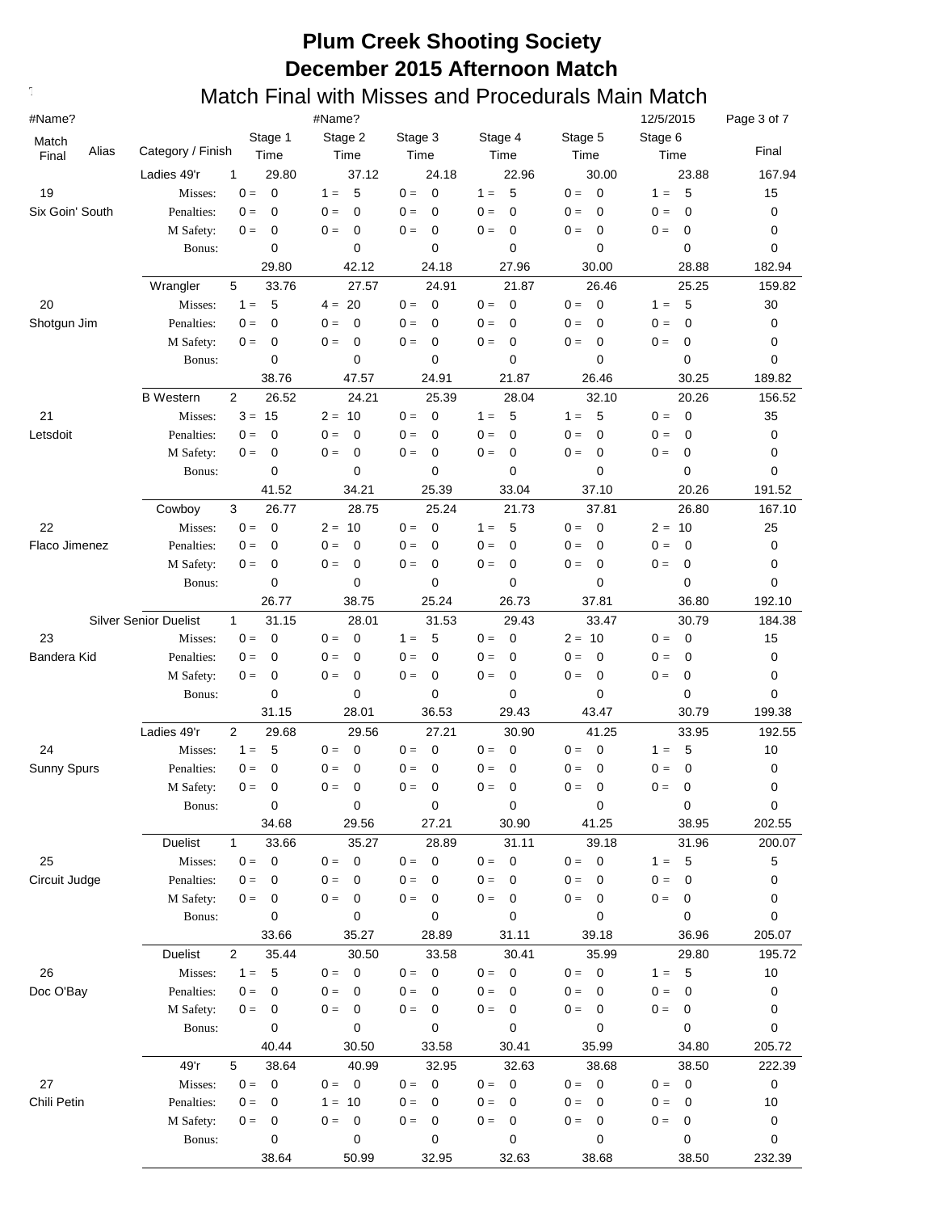# Plum Creek Shooting Society
# December 2015 Afternoon Match
## Match Final with Misses and Procedurals Main Match

#Name? #Name? 12/5/2015

| Match Final | Alias | Category / Finish | Stage 1 Time | Stage 2 Time | Stage 3 Time | Stage 4 Time | Stage 5 Time | Stage 6 Time | Final |
|---|---|---|---|---|---|---|---|---|---|
| | | Ladies 49'r 1 | 29.80 | 37.12 | 24.18 | 22.96 | 30.00 | 23.88 | 167.94 |
| 19 | | Misses: | 0 = 0 | 1 = 5 | 0 = 0 | 1 = 5 | 0 = 0 | 1 = 5 | 15 |
| Six Goin' South | | Penalties: | 0 = 0 | 0 = 0 | 0 = 0 | 0 = 0 | 0 = 0 | 0 = 0 | 0 |
| | | M Safety: | 0 = 0 | 0 = 0 | 0 = 0 | 0 = 0 | 0 = 0 | 0 = 0 | 0 |
| | | Bonus: | 0 | 0 | 0 | 0 | 0 | 0 | 0 |
| | | | 29.80 | 42.12 | 24.18 | 27.96 | 30.00 | 28.88 | 182.94 |
| | | Wrangler 5 | 33.76 | 27.57 | 24.91 | 21.87 | 26.46 | 25.25 | 159.82 |
| 20 | | Misses: | 1 = 5 | 4 = 20 | 0 = 0 | 0 = 0 | 0 = 0 | 1 = 5 | 30 |
| Shotgun Jim | | Penalties: | 0 = 0 | 0 = 0 | 0 = 0 | 0 = 0 | 0 = 0 | 0 = 0 | 0 |
| | | M Safety: | 0 = 0 | 0 = 0 | 0 = 0 | 0 = 0 | 0 = 0 | 0 = 0 | 0 |
| | | Bonus: | 0 | 0 | 0 | 0 | 0 | 0 | 0 |
| | | | 38.76 | 47.57 | 24.91 | 21.87 | 26.46 | 30.25 | 189.82 |
| | | B Western 2 | 26.52 | 24.21 | 25.39 | 28.04 | 32.10 | 20.26 | 156.52 |
| 21 | | Misses: | 3 = 15 | 2 = 10 | 0 = 0 | 1 = 5 | 1 = 5 | 0 = 0 | 35 |
| Letsdoit | | Penalties: | 0 = 0 | 0 = 0 | 0 = 0 | 0 = 0 | 0 = 0 | 0 = 0 | 0 |
| | | M Safety: | 0 = 0 | 0 = 0 | 0 = 0 | 0 = 0 | 0 = 0 | 0 = 0 | 0 |
| | | Bonus: | 0 | 0 | 0 | 0 | 0 | 0 | 0 |
| | | | 41.52 | 34.21 | 25.39 | 33.04 | 37.10 | 20.26 | 191.52 |
| | | Cowboy 3 | 26.77 | 28.75 | 25.24 | 21.73 | 37.81 | 26.80 | 167.10 |
| 22 | | Misses: | 0 = 0 | 2 = 10 | 0 = 0 | 1 = 5 | 0 = 0 | 2 = 10 | 25 |
| Flaco Jimenez | | Penalties: | 0 = 0 | 0 = 0 | 0 = 0 | 0 = 0 | 0 = 0 | 0 = 0 | 0 |
| | | M Safety: | 0 = 0 | 0 = 0 | 0 = 0 | 0 = 0 | 0 = 0 | 0 = 0 | 0 |
| | | Bonus: | 0 | 0 | 0 | 0 | 0 | 0 | 0 |
| | | | 26.77 | 38.75 | 25.24 | 26.73 | 37.81 | 36.80 | 192.10 |
| | | Silver Senior Duelist 1 | 31.15 | 28.01 | 31.53 | 29.43 | 33.47 | 30.79 | 184.38 |
| 23 | | Misses: | 0 = 0 | 0 = 0 | 1 = 5 | 0 = 0 | 2 = 10 | 0 = 0 | 15 |
| Bandera Kid | | Penalties: | 0 = 0 | 0 = 0 | 0 = 0 | 0 = 0 | 0 = 0 | 0 = 0 | 0 |
| | | M Safety: | 0 = 0 | 0 = 0 | 0 = 0 | 0 = 0 | 0 = 0 | 0 = 0 | 0 |
| | | Bonus: | 0 | 0 | 0 | 0 | 0 | 0 | 0 |
| | | | 31.15 | 28.01 | 36.53 | 29.43 | 43.47 | 30.79 | 199.38 |
| | | Ladies 49'r 2 | 29.68 | 29.56 | 27.21 | 30.90 | 41.25 | 33.95 | 192.55 |
| 24 | | Misses: | 1 = 5 | 0 = 0 | 0 = 0 | 0 = 0 | 0 = 0 | 1 = 5 | 10 |
| Sunny Spurs | | Penalties: | 0 = 0 | 0 = 0 | 0 = 0 | 0 = 0 | 0 = 0 | 0 = 0 | 0 |
| | | M Safety: | 0 = 0 | 0 = 0 | 0 = 0 | 0 = 0 | 0 = 0 | 0 = 0 | 0 |
| | | Bonus: | 0 | 0 | 0 | 0 | 0 | 0 | 0 |
| | | | 34.68 | 29.56 | 27.21 | 30.90 | 41.25 | 38.95 | 202.55 |
| | | Duelist 1 | 33.66 | 35.27 | 28.89 | 31.11 | 39.18 | 31.96 | 200.07 |
| 25 | | Misses: | 0 = 0 | 0 = 0 | 0 = 0 | 0 = 0 | 0 = 0 | 1 = 5 | 5 |
| Circuit Judge | | Penalties: | 0 = 0 | 0 = 0 | 0 = 0 | 0 = 0 | 0 = 0 | 0 = 0 | 0 |
| | | M Safety: | 0 = 0 | 0 = 0 | 0 = 0 | 0 = 0 | 0 = 0 | 0 = 0 | 0 |
| | | Bonus: | 0 | 0 | 0 | 0 | 0 | 0 | 0 |
| | | | 33.66 | 35.27 | 28.89 | 31.11 | 39.18 | 36.96 | 205.07 |
| | | Duelist 2 | 35.44 | 30.50 | 33.58 | 30.41 | 35.99 | 29.80 | 195.72 |
| 26 | | Misses: | 1 = 5 | 0 = 0 | 0 = 0 | 0 = 0 | 0 = 0 | 1 = 5 | 10 |
| Doc O'Bay | | Penalties: | 0 = 0 | 0 = 0 | 0 = 0 | 0 = 0 | 0 = 0 | 0 = 0 | 0 |
| | | M Safety: | 0 = 0 | 0 = 0 | 0 = 0 | 0 = 0 | 0 = 0 | 0 = 0 | 0 |
| | | Bonus: | 0 | 0 | 0 | 0 | 0 | 0 | 0 |
| | | | 40.44 | 30.50 | 33.58 | 30.41 | 35.99 | 34.80 | 205.72 |
| | | 49'r 5 | 38.64 | 40.99 | 32.95 | 32.63 | 38.68 | 38.50 | 222.39 |
| 27 | | Misses: | 0 = 0 | 0 = 0 | 0 = 0 | 0 = 0 | 0 = 0 | 0 = 0 | 0 |
| Chili Petin | | Penalties: | 0 = 0 | 1 = 10 | 0 = 0 | 0 = 0 | 0 = 0 | 0 = 0 | 10 |
| | | M Safety: | 0 = 0 | 0 = 0 | 0 = 0 | 0 = 0 | 0 = 0 | 0 = 0 | 0 |
| | | Bonus: | 0 | 0 | 0 | 0 | 0 | 0 | 0 |
| | | | 38.64 | 50.99 | 32.95 | 32.63 | 38.68 | 38.50 | 232.39 |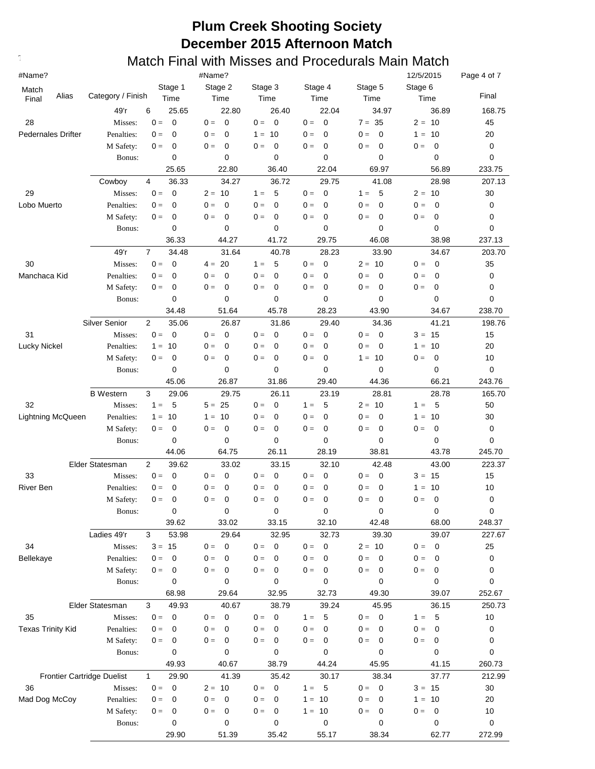# Plum Creek Shooting Society
# December 2015 Afternoon Match
## Match Final with Misses and Procedurals Main Match

#Name? | #Name? | 12/5/2015

| Match Final | Alias | Category / Finish | | Stage 1 Time | Stage 2 Time | Stage 3 Time | Stage 4 Time | Stage 5 Time | Stage 6 Time | Final |
|---|---|---|---|---|---|---|---|---|---|---|
| | | 49'r | 6 | 25.65 | 22.80 | 26.40 | 22.04 | 34.97 | 36.89 | 168.75 |
| 28 | | Misses: | | 0 = 0 | 0 = 0 | 0 = 0 | 0 = 0 | 7 = 35 | 2 = 10 | 45 |
| Pedernales Drifter | | Penalties: | | 0 = 0 | 0 = 0 | 1 = 10 | 0 = 0 | 0 = 0 | 1 = 10 | 20 |
| | | M Safety: | | 0 = 0 | 0 = 0 | 0 = 0 | 0 = 0 | 0 = 0 | 0 = 0 | 0 |
| | | Bonus: | | 0 | 0 | 0 | 0 | 0 | 0 | 0 |
| | | | | 25.65 | 22.80 | 36.40 | 22.04 | 69.97 | 56.89 | 233.75 |
| | | Cowboy | 4 | 36.33 | 34.27 | 36.72 | 29.75 | 41.08 | 28.98 | 207.13 |
| 29 | | Misses: | | 0 = 0 | 2 = 10 | 1 = 5 | 0 = 0 | 1 = 5 | 2 = 10 | 30 |
| Lobo Muerto | | Penalties: | | 0 = 0 | 0 = 0 | 0 = 0 | 0 = 0 | 0 = 0 | 0 = 0 | 0 |
| | | M Safety: | | 0 = 0 | 0 = 0 | 0 = 0 | 0 = 0 | 0 = 0 | 0 = 0 | 0 |
| | | Bonus: | | 0 | 0 | 0 | 0 | 0 | 0 | 0 |
| | | | | 36.33 | 44.27 | 41.72 | 29.75 | 46.08 | 38.98 | 237.13 |
| | | 49'r | 7 | 34.48 | 31.64 | 40.78 | 28.23 | 33.90 | 34.67 | 203.70 |
| 30 | | Misses: | | 0 = 0 | 4 = 20 | 1 = 5 | 0 = 0 | 2 = 10 | 0 = 0 | 35 |
| Manchaca Kid | | Penalties: | | 0 = 0 | 0 = 0 | 0 = 0 | 0 = 0 | 0 = 0 | 0 = 0 | 0 |
| | | M Safety: | | 0 = 0 | 0 = 0 | 0 = 0 | 0 = 0 | 0 = 0 | 0 = 0 | 0 |
| | | Bonus: | | 0 | 0 | 0 | 0 | 0 | 0 | 0 |
| | | | | 34.48 | 51.64 | 45.78 | 28.23 | 43.90 | 34.67 | 238.70 |
| | | Silver Senior | 2 | 35.06 | 26.87 | 31.86 | 29.40 | 34.36 | 41.21 | 198.76 |
| 31 | | Misses: | | 0 = 0 | 0 = 0 | 0 = 0 | 0 = 0 | 0 = 0 | 3 = 15 | 15 |
| Lucky Nickel | | Penalties: | | 1 = 10 | 0 = 0 | 0 = 0 | 0 = 0 | 0 = 0 | 1 = 10 | 20 |
| | | M Safety: | | 0 = 0 | 0 = 0 | 0 = 0 | 0 = 0 | 1 = 10 | 0 = 0 | 10 |
| | | Bonus: | | 0 | 0 | 0 | 0 | 0 | 0 | 0 |
| | | | | 45.06 | 26.87 | 31.86 | 29.40 | 44.36 | 66.21 | 243.76 |
| | | B Western | 3 | 29.06 | 29.75 | 26.11 | 23.19 | 28.81 | 28.78 | 165.70 |
| 32 | | Misses: | | 1 = 5 | 5 = 25 | 0 = 0 | 1 = 5 | 2 = 10 | 1 = 5 | 50 |
| Lightning McQueen | | Penalties: | | 1 = 10 | 1 = 10 | 0 = 0 | 0 = 0 | 0 = 0 | 1 = 10 | 30 |
| | | M Safety: | | 0 = 0 | 0 = 0 | 0 = 0 | 0 = 0 | 0 = 0 | 0 = 0 | 0 |
| | | Bonus: | | 0 | 0 | 0 | 0 | 0 | 0 | 0 |
| | | | | 44.06 | 64.75 | 26.11 | 28.19 | 38.81 | 43.78 | 245.70 |
| | | Elder Statesman | 2 | 39.62 | 33.02 | 33.15 | 32.10 | 42.48 | 43.00 | 223.37 |
| 33 | | Misses: | | 0 = 0 | 0 = 0 | 0 = 0 | 0 = 0 | 0 = 0 | 3 = 15 | 15 |
| River Ben | | Penalties: | | 0 = 0 | 0 = 0 | 0 = 0 | 0 = 0 | 0 = 0 | 1 = 10 | 10 |
| | | M Safety: | | 0 = 0 | 0 = 0 | 0 = 0 | 0 = 0 | 0 = 0 | 0 = 0 | 0 |
| | | Bonus: | | 0 | 0 | 0 | 0 | 0 | 0 | 0 |
| | | | | 39.62 | 33.02 | 33.15 | 32.10 | 42.48 | 68.00 | 248.37 |
| | | Ladies 49'r | 3 | 53.98 | 29.64 | 32.95 | 32.73 | 39.30 | 39.07 | 227.67 |
| 34 | | Misses: | | 3 = 15 | 0 = 0 | 0 = 0 | 0 = 0 | 2 = 10 | 0 = 0 | 25 |
| Bellekaye | | Penalties: | | 0 = 0 | 0 = 0 | 0 = 0 | 0 = 0 | 0 = 0 | 0 = 0 | 0 |
| | | M Safety: | | 0 = 0 | 0 = 0 | 0 = 0 | 0 = 0 | 0 = 0 | 0 = 0 | 0 |
| | | Bonus: | | 0 | 0 | 0 | 0 | 0 | 0 | 0 |
| | | | | 68.98 | 29.64 | 32.95 | 32.73 | 49.30 | 39.07 | 252.67 |
| | | Elder Statesman | 3 | 49.93 | 40.67 | 38.79 | 39.24 | 45.95 | 36.15 | 250.73 |
| 35 | | Misses: | | 0 = 0 | 0 = 0 | 0 = 0 | 1 = 5 | 0 = 0 | 1 = 5 | 10 |
| Texas Trinity Kid | | Penalties: | | 0 = 0 | 0 = 0 | 0 = 0 | 0 = 0 | 0 = 0 | 0 = 0 | 0 |
| | | M Safety: | | 0 = 0 | 0 = 0 | 0 = 0 | 0 = 0 | 0 = 0 | 0 = 0 | 0 |
| | | Bonus: | | 0 | 0 | 0 | 0 | 0 | 0 | 0 |
| | | | | 49.93 | 40.67 | 38.79 | 44.24 | 45.95 | 41.15 | 260.73 |
| | | Frontier Cartridge Duelist | 1 | 29.90 | 41.39 | 35.42 | 30.17 | 38.34 | 37.77 | 212.99 |
| 36 | | Misses: | | 0 = 0 | 2 = 10 | 0 = 0 | 1 = 5 | 0 = 0 | 3 = 15 | 30 |
| Mad Dog McCoy | | Penalties: | | 0 = 0 | 0 = 0 | 0 = 0 | 1 = 10 | 0 = 0 | 1 = 10 | 20 |
| | | M Safety: | | 0 = 0 | 0 = 0 | 0 = 0 | 1 = 10 | 0 = 0 | 0 = 0 | 10 |
| | | Bonus: | | 0 | 0 | 0 | 0 | 0 | 0 | 0 |
| | | | | 29.90 | 51.39 | 35.42 | 55.17 | 38.34 | 62.77 | 272.99 |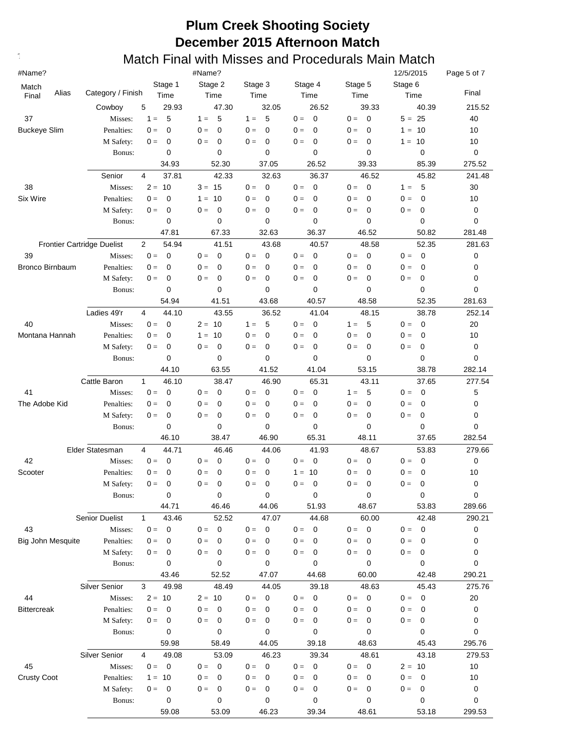# Plum Creek Shooting Society
# December 2015 Afternoon Match
## Match Final with Misses and Procedurals Main Match

#Name? #Name? 12/5/2015

| Match Final | Alias | Category / Finish | | Stage 1 Time | Stage 2 Time | Stage 3 Time | Stage 4 Time | Stage 5 Time | Stage 6 Time | Final |
|---|---|---|---|---|---|---|---|---|---|---|
| | | Cowboy | 5 | 29.93 | 47.30 | 32.05 | 26.52 | 39.33 | 40.39 | 215.52 |
| 37 | | Misses: | | 1 = 5 | 1 = 5 | 1 = 5 | 0 = 0 | 0 = 0 | 5 = 25 | 40 |
| Buckeye Slim | | Penalties: | | 0 = 0 | 0 = 0 | 0 = 0 | 0 = 0 | 0 = 0 | 1 = 10 | 10 |
| | | M Safety: | | 0 = 0 | 0 = 0 | 0 = 0 | 0 = 0 | 0 = 0 | 1 = 10 | 10 |
| | | Bonus: | | 0 | 0 | 0 | 0 | 0 | 0 | 0 |
| | | | | 34.93 | 52.30 | 37.05 | 26.52 | 39.33 | 85.39 | 275.52 |
| | | Senior | 4 | 37.81 | 42.33 | 32.63 | 36.37 | 46.52 | 45.82 | 241.48 |
| 38 | | Misses: | | 2 = 10 | 3 = 15 | 0 = 0 | 0 = 0 | 0 = 0 | 1 = 5 | 30 |
| Six Wire | | Penalties: | | 0 = 0 | 1 = 10 | 0 = 0 | 0 = 0 | 0 = 0 | 0 = 0 | 10 |
| | | M Safety: | | 0 = 0 | 0 = 0 | 0 = 0 | 0 = 0 | 0 = 0 | 0 = 0 | 0 |
| | | Bonus: | | 0 | 0 | 0 | 0 | 0 | 0 | 0 |
| | | | | 47.81 | 67.33 | 32.63 | 36.37 | 46.52 | 50.82 | 281.48 |
| | | Frontier Cartridge Duelist | 2 | 54.94 | 41.51 | 43.68 | 40.57 | 48.58 | 52.35 | 281.63 |
| 39 | | Misses: | | 0 = 0 | 0 = 0 | 0 = 0 | 0 = 0 | 0 = 0 | 0 = 0 | 0 |
| Bronco Birnbaum | | Penalties: | | 0 = 0 | 0 = 0 | 0 = 0 | 0 = 0 | 0 = 0 | 0 = 0 | 0 |
| | | M Safety: | | 0 = 0 | 0 = 0 | 0 = 0 | 0 = 0 | 0 = 0 | 0 = 0 | 0 |
| | | Bonus: | | 0 | 0 | 0 | 0 | 0 | 0 | 0 |
| | | | | 54.94 | 41.51 | 43.68 | 40.57 | 48.58 | 52.35 | 281.63 |
| | | Ladies 49'r | 4 | 44.10 | 43.55 | 36.52 | 41.04 | 48.15 | 38.78 | 252.14 |
| 40 | | Misses: | | 0 = 0 | 2 = 10 | 1 = 5 | 0 = 0 | 1 = 5 | 0 = 0 | 20 |
| Montana Hannah | | Penalties: | | 0 = 0 | 1 = 10 | 0 = 0 | 0 = 0 | 0 = 0 | 0 = 0 | 10 |
| | | M Safety: | | 0 = 0 | 0 = 0 | 0 = 0 | 0 = 0 | 0 = 0 | 0 = 0 | 0 |
| | | Bonus: | | 0 | 0 | 0 | 0 | 0 | 0 | 0 |
| | | | | 44.10 | 63.55 | 41.52 | 41.04 | 53.15 | 38.78 | 282.14 |
| | | Cattle Baron | 1 | 46.10 | 38.47 | 46.90 | 65.31 | 43.11 | 37.65 | 277.54 |
| 41 | | Misses: | | 0 = 0 | 0 = 0 | 0 = 0 | 0 = 0 | 1 = 5 | 0 = 0 | 5 |
| The Adobe Kid | | Penalties: | | 0 = 0 | 0 = 0 | 0 = 0 | 0 = 0 | 0 = 0 | 0 = 0 | 0 |
| | | M Safety: | | 0 = 0 | 0 = 0 | 0 = 0 | 0 = 0 | 0 = 0 | 0 = 0 | 0 |
| | | Bonus: | | 0 | 0 | 0 | 0 | 0 | 0 | 0 |
| | | | | 46.10 | 38.47 | 46.90 | 65.31 | 48.11 | 37.65 | 282.54 |
| | | Elder Statesman | 4 | 44.71 | 46.46 | 44.06 | 41.93 | 48.67 | 53.83 | 279.66 |
| 42 | | Misses: | | 0 = 0 | 0 = 0 | 0 = 0 | 0 = 0 | 0 = 0 | 0 = 0 | 0 |
| Scooter | | Penalties: | | 0 = 0 | 0 = 0 | 0 = 0 | 1 = 10 | 0 = 0 | 0 = 0 | 10 |
| | | M Safety: | | 0 = 0 | 0 = 0 | 0 = 0 | 0 = 0 | 0 = 0 | 0 = 0 | 0 |
| | | Bonus: | | 0 | 0 | 0 | 0 | 0 | 0 | 0 |
| | | | | 44.71 | 46.46 | 44.06 | 51.93 | 48.67 | 53.83 | 289.66 |
| | | Senior Duelist | 1 | 43.46 | 52.52 | 47.07 | 44.68 | 60.00 | 42.48 | 290.21 |
| 43 | | Misses: | | 0 = 0 | 0 = 0 | 0 = 0 | 0 = 0 | 0 = 0 | 0 = 0 | 0 |
| Big John Mesquite | | Penalties: | | 0 = 0 | 0 = 0 | 0 = 0 | 0 = 0 | 0 = 0 | 0 = 0 | 0 |
| | | M Safety: | | 0 = 0 | 0 = 0 | 0 = 0 | 0 = 0 | 0 = 0 | 0 = 0 | 0 |
| | | Bonus: | | 0 | 0 | 0 | 0 | 0 | 0 | 0 |
| | | | | 43.46 | 52.52 | 47.07 | 44.68 | 60.00 | 42.48 | 290.21 |
| | | Silver Senior | 3 | 49.98 | 48.49 | 44.05 | 39.18 | 48.63 | 45.43 | 275.76 |
| 44 | | Misses: | | 2 = 10 | 2 = 10 | 0 = 0 | 0 = 0 | 0 = 0 | 0 = 0 | 20 |
| Bittercreak | | Penalties: | | 0 = 0 | 0 = 0 | 0 = 0 | 0 = 0 | 0 = 0 | 0 = 0 | 0 |
| | | M Safety: | | 0 = 0 | 0 = 0 | 0 = 0 | 0 = 0 | 0 = 0 | 0 = 0 | 0 |
| | | Bonus: | | 0 | 0 | 0 | 0 | 0 | 0 | 0 |
| | | | | 59.98 | 58.49 | 44.05 | 39.18 | 48.63 | 45.43 | 295.76 |
| | | Silver Senior | 4 | 49.08 | 53.09 | 46.23 | 39.34 | 48.61 | 43.18 | 279.53 |
| 45 | | Misses: | | 0 = 0 | 0 = 0 | 0 = 0 | 0 = 0 | 0 = 0 | 2 = 10 | 10 |
| Crusty Coot | | Penalties: | | 1 = 10 | 0 = 0 | 0 = 0 | 0 = 0 | 0 = 0 | 0 = 0 | 10 |
| | | M Safety: | | 0 = 0 | 0 = 0 | 0 = 0 | 0 = 0 | 0 = 0 | 0 = 0 | 0 |
| | | Bonus: | | 0 | 0 | 0 | 0 | 0 | 0 | 0 |
| | | | | 59.08 | 53.09 | 46.23 | 39.34 | 48.61 | 53.18 | 299.53 |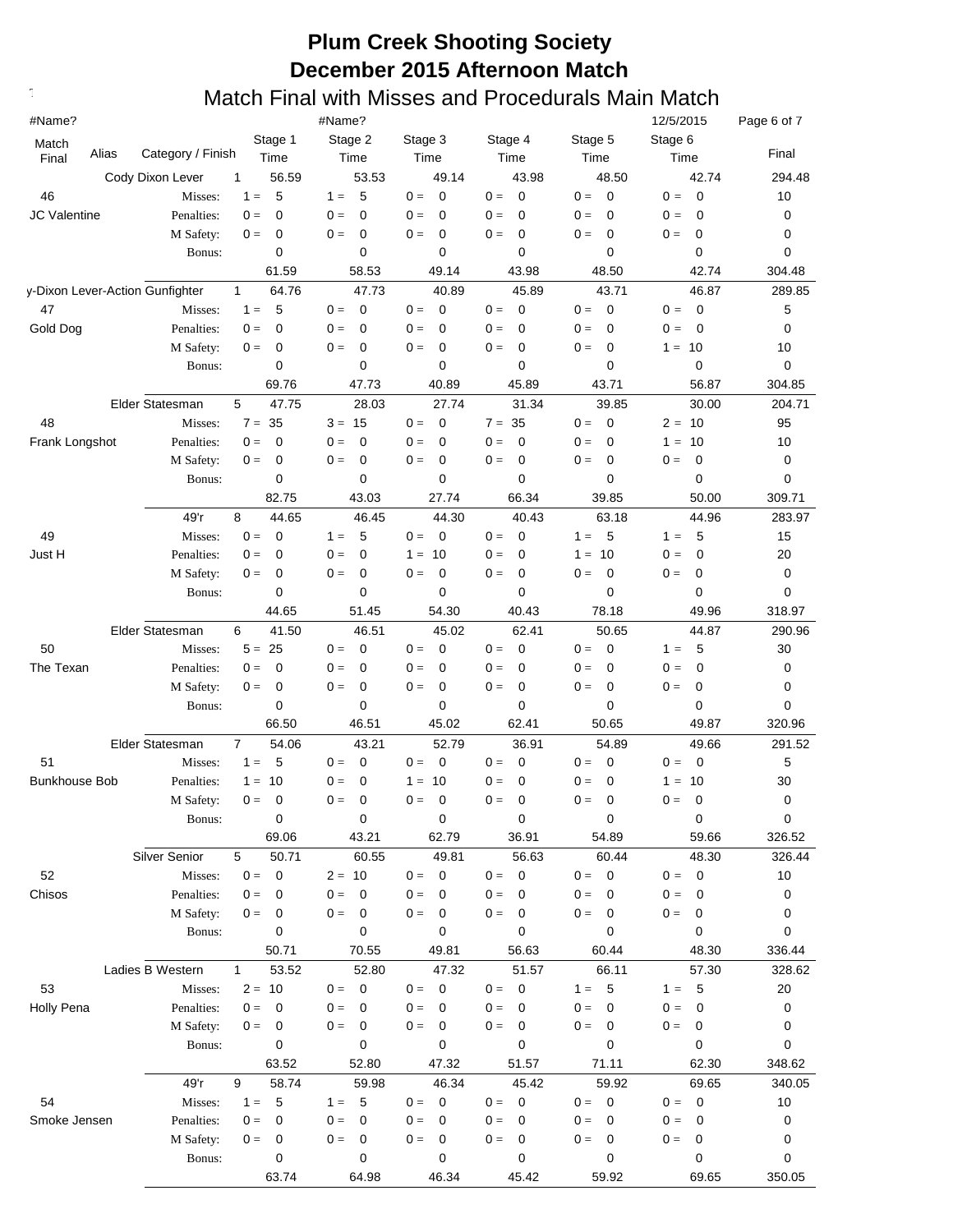# Plum Creek Shooting Society

# December 2015 Afternoon Match

## Match Final with Misses and Procedurals Main Match

#Name? #Name? 12/5/2015

| Match Final | Alias | Category / Finish | | Stage 1 Time | Stage 2 Time | Stage 3 Time | Stage 4 Time | Stage 5 Time | Stage 6 Time | Final |
|---|---|---|---|---|---|---|---|---|---|---|
| | | Cody Dixon Lever | 1 | 56.59 | 53.53 | 49.14 | 43.98 | 48.50 | 42.74 | 294.48 |
| 46 | | Misses: | | 1 = 5 | 1 = 5 | 0 = 0 | 0 = 0 | 0 = 0 | 0 = 0 | 10 |
| JC Valentine | | Penalties: | | 0 = 0 | 0 = 0 | 0 = 0 | 0 = 0 | 0 = 0 | 0 = 0 | 0 |
| | | M Safety: | | 0 = 0 | 0 = 0 | 0 = 0 | 0 = 0 | 0 = 0 | 0 = 0 | 0 |
| | | Bonus: | | 0 | 0 | 0 | 0 | 0 | 0 | 0 |
| | | | | 61.59 | 58.53 | 49.14 | 43.98 | 48.50 | 42.74 | 304.48 |
| | | y-Dixon Lever-Action Gunfighter | 1 | 64.76 | 47.73 | 40.89 | 45.89 | 43.71 | 46.87 | 289.85 |
| 47 | | Misses: | | 1 = 5 | 0 = 0 | 0 = 0 | 0 = 0 | 0 = 0 | 0 = 0 | 5 |
| Gold Dog | | Penalties: | | 0 = 0 | 0 = 0 | 0 = 0 | 0 = 0 | 0 = 0 | 0 = 0 | 0 |
| | | M Safety: | | 0 = 0 | 0 = 0 | 0 = 0 | 0 = 0 | 0 = 0 | 1 = 10 | 10 |
| | | Bonus: | | 0 | 0 | 0 | 0 | 0 | 0 | 0 |
| | | | | 69.76 | 47.73 | 40.89 | 45.89 | 43.71 | 56.87 | 304.85 |
| | | Elder Statesman | 5 | 47.75 | 28.03 | 27.74 | 31.34 | 39.85 | 30.00 | 204.71 |
| 48 | | Misses: | | 7 = 35 | 3 = 15 | 0 = 0 | 7 = 35 | 0 = 0 | 2 = 10 | 95 |
| Frank Longshot | | Penalties: | | 0 = 0 | 0 = 0 | 0 = 0 | 0 = 0 | 0 = 0 | 1 = 10 | 10 |
| | | M Safety: | | 0 = 0 | 0 = 0 | 0 = 0 | 0 = 0 | 0 = 0 | 0 = 0 | 0 |
| | | Bonus: | | 0 | 0 | 0 | 0 | 0 | 0 | 0 |
| | | | | 82.75 | 43.03 | 27.74 | 66.34 | 39.85 | 50.00 | 309.71 |
| | | 49'r | 8 | 44.65 | 46.45 | 44.30 | 40.43 | 63.18 | 44.96 | 283.97 |
| 49 | | Misses: | | 0 = 0 | 1 = 5 | 0 = 0 | 0 = 0 | 1 = 5 | 1 = 5 | 15 |
| Just H | | Penalties: | | 0 = 0 | 0 = 0 | 1 = 10 | 0 = 0 | 1 = 10 | 0 = 0 | 20 |
| | | M Safety: | | 0 = 0 | 0 = 0 | 0 = 0 | 0 = 0 | 0 = 0 | 0 = 0 | 0 |
| | | Bonus: | | 0 | 0 | 0 | 0 | 0 | 0 | 0 |
| | | | | 44.65 | 51.45 | 54.30 | 40.43 | 78.18 | 49.96 | 318.97 |
| | | Elder Statesman | 6 | 41.50 | 46.51 | 45.02 | 62.41 | 50.65 | 44.87 | 290.96 |
| 50 | | Misses: | | 5 = 25 | 0 = 0 | 0 = 0 | 0 = 0 | 0 = 0 | 1 = 5 | 30 |
| The Texan | | Penalties: | | 0 = 0 | 0 = 0 | 0 = 0 | 0 = 0 | 0 = 0 | 0 = 0 | 0 |
| | | M Safety: | | 0 = 0 | 0 = 0 | 0 = 0 | 0 = 0 | 0 = 0 | 0 = 0 | 0 |
| | | Bonus: | | 0 | 0 | 0 | 0 | 0 | 0 | 0 |
| | | | | 66.50 | 46.51 | 45.02 | 62.41 | 50.65 | 49.87 | 320.96 |
| | | Elder Statesman | 7 | 54.06 | 43.21 | 52.79 | 36.91 | 54.89 | 49.66 | 291.52 |
| 51 | | Misses: | | 1 = 5 | 0 = 0 | 0 = 0 | 0 = 0 | 0 = 0 | 0 = 0 | 5 |
| Bunkhouse Bob | | Penalties: | | 1 = 10 | 0 = 0 | 1 = 10 | 0 = 0 | 0 = 0 | 1 = 10 | 30 |
| | | M Safety: | | 0 = 0 | 0 = 0 | 0 = 0 | 0 = 0 | 0 = 0 | 0 = 0 | 0 |
| | | Bonus: | | 0 | 0 | 0 | 0 | 0 | 0 | 0 |
| | | | | 69.06 | 43.21 | 62.79 | 36.91 | 54.89 | 59.66 | 326.52 |
| | | Silver Senior | 5 | 50.71 | 60.55 | 49.81 | 56.63 | 60.44 | 48.30 | 326.44 |
| 52 | | Misses: | | 0 = 0 | 2 = 10 | 0 = 0 | 0 = 0 | 0 = 0 | 0 = 0 | 10 |
| Chisos | | Penalties: | | 0 = 0 | 0 = 0 | 0 = 0 | 0 = 0 | 0 = 0 | 0 = 0 | 0 |
| | | M Safety: | | 0 = 0 | 0 = 0 | 0 = 0 | 0 = 0 | 0 = 0 | 0 = 0 | 0 |
| | | Bonus: | | 0 | 0 | 0 | 0 | 0 | 0 | 0 |
| | | | | 50.71 | 70.55 | 49.81 | 56.63 | 60.44 | 48.30 | 336.44 |
| | | Ladies B Western | 1 | 53.52 | 52.80 | 47.32 | 51.57 | 66.11 | 57.30 | 328.62 |
| 53 | | Misses: | | 2 = 10 | 0 = 0 | 0 = 0 | 0 = 0 | 1 = 5 | 1 = 5 | 20 |
| Holly Pena | | Penalties: | | 0 = 0 | 0 = 0 | 0 = 0 | 0 = 0 | 0 = 0 | 0 = 0 | 0 |
| | | M Safety: | | 0 = 0 | 0 = 0 | 0 = 0 | 0 = 0 | 0 = 0 | 0 = 0 | 0 |
| | | Bonus: | | 0 | 0 | 0 | 0 | 0 | 0 | 0 |
| | | | | 63.52 | 52.80 | 47.32 | 51.57 | 71.11 | 62.30 | 348.62 |
| | | 49'r | 9 | 58.74 | 59.98 | 46.34 | 45.42 | 59.92 | 69.65 | 340.05 |
| 54 | | Misses: | | 1 = 5 | 1 = 5 | 0 = 0 | 0 = 0 | 0 = 0 | 0 = 0 | 10 |
| Smoke Jensen | | Penalties: | | 0 = 0 | 0 = 0 | 0 = 0 | 0 = 0 | 0 = 0 | 0 = 0 | 0 |
| | | M Safety: | | 0 = 0 | 0 = 0 | 0 = 0 | 0 = 0 | 0 = 0 | 0 = 0 | 0 |
| | | Bonus: | | 0 | 0 | 0 | 0 | 0 | 0 | 0 |
| | | | | 63.74 | 64.98 | 46.34 | 45.42 | 59.92 | 69.65 | 350.05 |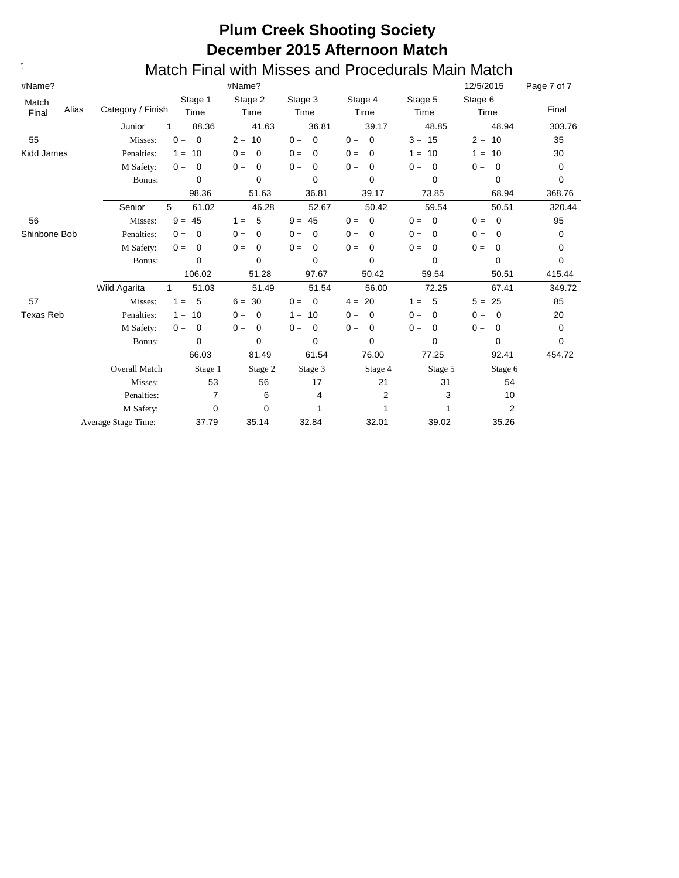# Plum Creek Shooting Society
## December 2015 Afternoon Match
### Match Final with Misses and Procedurals Main Match

#Name? #Name? 12/5/2015

| Match Final | Alias | Category / Finish | | Stage 1 Time | Stage 2 Time | Stage 3 Time | Stage 4 Time | Stage 5 Time | Stage 6 Time | Final |
|---|---|---|---|---|---|---|---|---|---|---|
| | | Junior | 1 | 88.36 | 41.63 | 36.81 | 39.17 | 48.85 | 48.94 | 303.76 |
| 55 | | Misses: | | 0 = 0 | 2 = 10 | 0 = 0 | 0 = 0 | 3 = 15 | 2 = 10 | 35 |
| Kidd James | | Penalties: | | 1 = 10 | 0 = 0 | 0 = 0 | 0 = 0 | 1 = 10 | 1 = 10 | 30 |
| | | M Safety: | | 0 = 0 | 0 = 0 | 0 = 0 | 0 = 0 | 0 = 0 | 0 = 0 | 0 |
| | | Bonus: | | 0 | 0 | 0 | 0 | 0 | 0 | 0 |
| | | | | 98.36 | 51.63 | 36.81 | 39.17 | 73.85 | 68.94 | 368.76 |
| | | Senior | 5 | 61.02 | 46.28 | 52.67 | 50.42 | 59.54 | 50.51 | 320.44 |
| 56 | | Misses: | | 9 = 45 | 1 = 5 | 9 = 45 | 0 = 0 | 0 = 0 | 0 = 0 | 95 |
| Shinbone Bob | | Penalties: | | 0 = 0 | 0 = 0 | 0 = 0 | 0 = 0 | 0 = 0 | 0 = 0 | 0 |
| | | M Safety: | | 0 = 0 | 0 = 0 | 0 = 0 | 0 = 0 | 0 = 0 | 0 = 0 | 0 |
| | | Bonus: | | 0 | 0 | 0 | 0 | 0 | 0 | 0 |
| | | | | 106.02 | 51.28 | 97.67 | 50.42 | 59.54 | 50.51 | 415.44 |
| | | Wild Agarita | 1 | 51.03 | 51.49 | 51.54 | 56.00 | 72.25 | 67.41 | 349.72 |
| 57 | | Misses: | | 1 = 5 | 6 = 30 | 0 = 0 | 4 = 20 | 1 = 5 | 5 = 25 | 85 |
| Texas Reb | | Penalties: | | 1 = 10 | 0 = 0 | 1 = 10 | 0 = 0 | 0 = 0 | 0 = 0 | 20 |
| | | M Safety: | | 0 = 0 | 0 = 0 | 0 = 0 | 0 = 0 | 0 = 0 | 0 = 0 | 0 |
| | | Bonus: | | 0 | 0 | 0 | 0 | 0 | 0 | 0 |
| | | | | 66.03 | 81.49 | 61.54 | 76.00 | 77.25 | 92.41 | 454.72 |

| Overall Match | Stage 1 | Stage 2 | Stage 3 | Stage 4 | Stage 5 | Stage 6 |
|---|---|---|---|---|---|---|
| Misses: | 53 | 56 | 17 | 21 | 31 | 54 |
| Penalties: | 7 | 6 | 4 | 2 | 3 | 10 |
| M Safety: | 0 | 0 | 1 | 1 | 1 | 2 |
| Average Stage Time: | 37.79 | 35.14 | 32.84 | 32.01 | 39.02 | 35.26 |